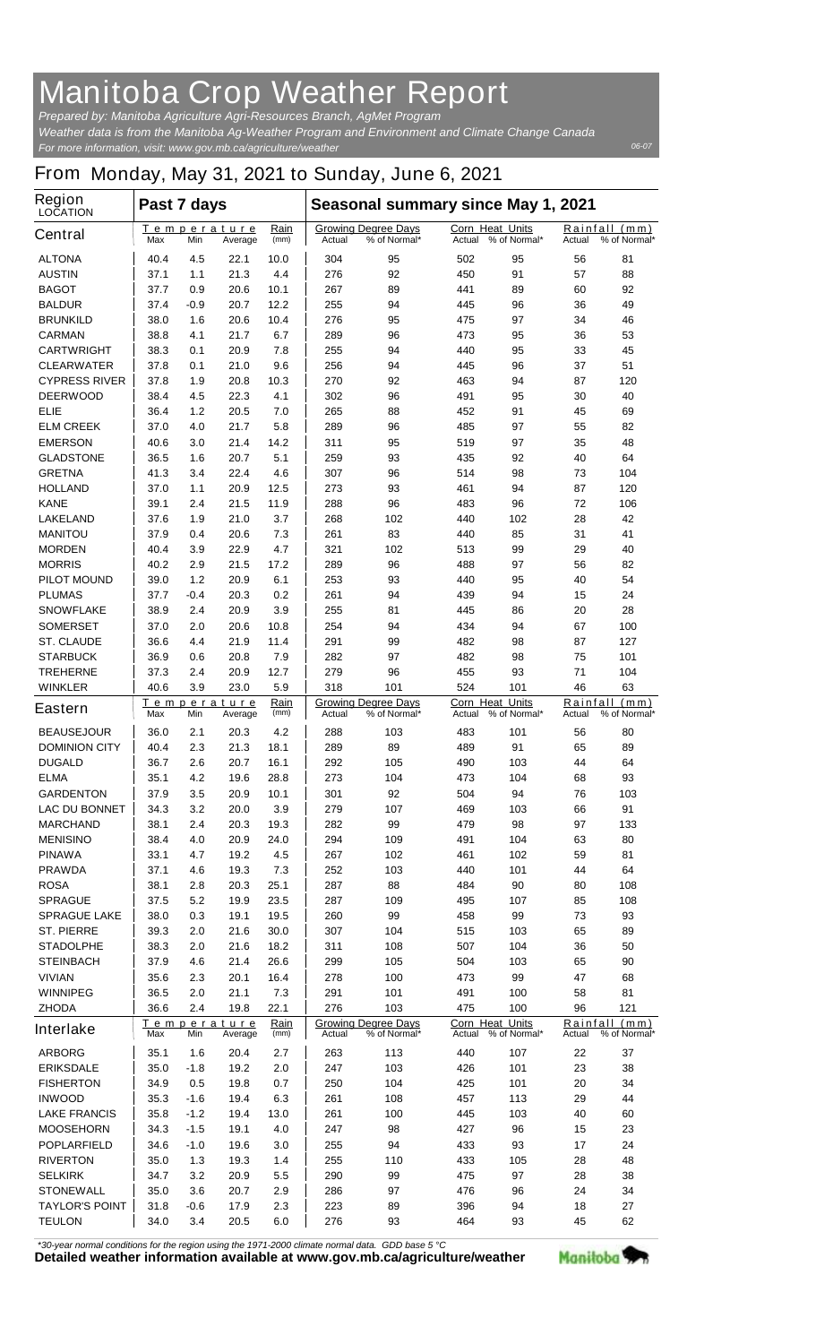# Manitoba Crop Weather Report

*Prepared by: Manitoba Agriculture Agri-Resources Branch, AgMet Program*
*Weather data is from the Manitoba Ag-Weather Program and Environment and Climate Change Canada*
*For more information, visit: www.gov.mb.ca/agriculture/weather*

06-07

## From Monday, May 31, 2021 to Sunday, June 6, 2021

| Region LOCATION | Past 7 days | | | | Seasonal summary since May 1, 2021 | | | | | |
|---|---|---|---|---|---|---|---|---|---|---|
| | Temperature | | | Rain | Growing Degree Days | | Corn Heat Units | | Rainfall (mm) | |
| **Central** | Max | Min | Average | (mm) | Actual | % of Normal* | Actual | % of Normal* | Actual | % of Normal* |
| ALTONA | 40.4 | 4.5 | 22.1 | 10.0 | 304 | 95 | 502 | 95 | 56 | 81 |
| AUSTIN | 37.1 | 1.1 | 21.3 | 4.4 | 276 | 92 | 450 | 91 | 57 | 88 |
| BAGOT | 37.7 | 0.9 | 20.6 | 10.1 | 267 | 89 | 441 | 89 | 60 | 92 |
| BALDUR | 37.4 | -0.9 | 20.7 | 12.2 | 255 | 94 | 445 | 96 | 36 | 49 |
| BRUNKILD | 38.0 | 1.6 | 20.6 | 10.4 | 276 | 95 | 475 | 97 | 34 | 46 |
| CARMAN | 38.8 | 4.1 | 21.7 | 6.7 | 289 | 96 | 473 | 95 | 36 | 53 |
| CARTWRIGHT | 38.3 | 0.1 | 20.9 | 7.8 | 255 | 94 | 440 | 95 | 33 | 45 |
| CLEARWATER | 37.8 | 0.1 | 21.0 | 9.6 | 256 | 94 | 445 | 96 | 37 | 51 |
| CYPRESS RIVER | 37.8 | 1.9 | 20.8 | 10.3 | 270 | 92 | 463 | 94 | 87 | 120 |
| DEERWOOD | 38.4 | 4.5 | 22.3 | 4.1 | 302 | 96 | 491 | 95 | 30 | 40 |
| ELIE | 36.4 | 1.2 | 20.5 | 7.0 | 265 | 88 | 452 | 91 | 45 | 69 |
| ELM CREEK | 37.0 | 4.0 | 21.7 | 5.8 | 289 | 96 | 485 | 97 | 55 | 82 |
| EMERSON | 40.6 | 3.0 | 21.4 | 14.2 | 311 | 95 | 519 | 97 | 35 | 48 |
| GLADSTONE | 36.5 | 1.6 | 20.7 | 5.1 | 259 | 93 | 435 | 92 | 40 | 64 |
| GRETNA | 41.3 | 3.4 | 22.4 | 4.6 | 307 | 96 | 514 | 98 | 73 | 104 |
| HOLLAND | 37.0 | 1.1 | 20.9 | 12.5 | 273 | 93 | 461 | 94 | 87 | 120 |
| KANE | 39.1 | 2.4 | 21.5 | 11.9 | 288 | 96 | 483 | 96 | 72 | 106 |
| LAKELAND | 37.6 | 1.9 | 21.0 | 3.7 | 268 | 102 | 440 | 102 | 28 | 42 |
| MANITOU | 37.9 | 0.4 | 20.6 | 7.3 | 261 | 83 | 440 | 85 | 31 | 41 |
| MORDEN | 40.4 | 3.9 | 22.9 | 4.7 | 321 | 102 | 513 | 99 | 29 | 40 |
| MORRIS | 40.2 | 2.9 | 21.5 | 17.2 | 289 | 96 | 488 | 97 | 56 | 82 |
| PILOT MOUND | 39.0 | 1.2 | 20.9 | 6.1 | 253 | 93 | 440 | 95 | 40 | 54 |
| PLUMAS | 37.7 | -0.4 | 20.3 | 0.2 | 261 | 94 | 439 | 94 | 15 | 24 |
| SNOWFLAKE | 38.9 | 2.4 | 20.9 | 3.9 | 255 | 81 | 445 | 86 | 20 | 28 |
| SOMERSET | 37.0 | 2.0 | 20.6 | 10.8 | 254 | 94 | 434 | 94 | 67 | 100 |
| ST. CLAUDE | 36.6 | 4.4 | 21.9 | 11.4 | 291 | 99 | 482 | 98 | 87 | 127 |
| STARBUCK | 36.9 | 0.6 | 20.8 | 7.9 | 282 | 97 | 482 | 98 | 75 | 101 |
| TREHERNE | 37.3 | 2.4 | 20.9 | 12.7 | 279 | 96 | 455 | 93 | 71 | 104 |
| WINKLER | 40.6 | 3.9 | 23.0 | 5.9 | 318 | 101 | 524 | 101 | 46 | 63 |
| **Eastern** | Max | Min | Average | (mm) | Actual | % of Normal* | Actual | % of Normal* | Actual | % of Normal* |
| BEAUSEJOUR | 36.0 | 2.1 | 20.3 | 4.2 | 288 | 103 | 483 | 101 | 56 | 80 |
| DOMINION CITY | 40.4 | 2.3 | 21.3 | 18.1 | 289 | 89 | 489 | 91 | 65 | 89 |
| DUGALD | 36.7 | 2.6 | 20.7 | 16.1 | 292 | 105 | 490 | 103 | 44 | 64 |
| ELMA | 35.1 | 4.2 | 19.6 | 28.8 | 273 | 104 | 473 | 104 | 68 | 93 |
| GARDENTON | 37.9 | 3.5 | 20.9 | 10.1 | 301 | 92 | 504 | 94 | 76 | 103 |
| LAC DU BONNET | 34.3 | 3.2 | 20.0 | 3.9 | 279 | 107 | 469 | 103 | 66 | 91 |
| MARCHAND | 38.1 | 2.4 | 20.3 | 19.3 | 282 | 99 | 479 | 98 | 97 | 133 |
| MENISINO | 38.4 | 4.0 | 20.9 | 24.0 | 294 | 109 | 491 | 104 | 63 | 80 |
| PINAWA | 33.1 | 4.7 | 19.2 | 4.5 | 267 | 102 | 461 | 102 | 59 | 81 |
| PRAWDA | 37.1 | 4.6 | 19.3 | 7.3 | 252 | 103 | 440 | 101 | 44 | 64 |
| ROSA | 38.1 | 2.8 | 20.3 | 25.1 | 287 | 88 | 484 | 90 | 80 | 108 |
| SPRAGUE | 37.5 | 5.2 | 19.9 | 23.5 | 287 | 109 | 495 | 107 | 85 | 108 |
| SPRAGUE LAKE | 38.0 | 0.3 | 19.1 | 19.5 | 260 | 99 | 458 | 99 | 73 | 93 |
| ST. PIERRE | 39.3 | 2.0 | 21.6 | 30.0 | 307 | 104 | 515 | 103 | 65 | 89 |
| STADOLPHE | 38.3 | 2.0 | 21.6 | 18.2 | 311 | 108 | 507 | 104 | 36 | 50 |
| STEINBACH | 37.9 | 4.6 | 21.4 | 26.6 | 299 | 105 | 504 | 103 | 65 | 90 |
| VIVIAN | 35.6 | 2.3 | 20.1 | 16.4 | 278 | 100 | 473 | 99 | 47 | 68 |
| WINNIPEG | 36.5 | 2.0 | 21.1 | 7.3 | 291 | 101 | 491 | 100 | 58 | 81 |
| ZHODA | 36.6 | 2.4 | 19.8 | 22.1 | 276 | 103 | 475 | 100 | 96 | 121 |
| **Interlake** | Max | Min | Average | (mm) | Actual | % of Normal* | Actual | % of Normal* | Actual | % of Normal* |
| ARBORG | 35.1 | 1.6 | 20.4 | 2.7 | 263 | 113 | 440 | 107 | 22 | 37 |
| ERIKSDALE | 35.0 | -1.8 | 19.2 | 2.0 | 247 | 103 | 426 | 101 | 23 | 38 |
| FISHERTON | 34.9 | 0.5 | 19.8 | 0.7 | 250 | 104 | 425 | 101 | 20 | 34 |
| INWOOD | 35.3 | -1.6 | 19.4 | 6.3 | 261 | 108 | 457 | 113 | 29 | 44 |
| LAKE FRANCIS | 35.8 | -1.2 | 19.4 | 13.0 | 261 | 100 | 445 | 103 | 40 | 60 |
| MOOSEHORN | 34.3 | -1.5 | 19.1 | 4.0 | 247 | 98 | 427 | 96 | 15 | 23 |
| POPLARFIELD | 34.6 | -1.0 | 19.6 | 3.0 | 255 | 94 | 433 | 93 | 17 | 24 |
| RIVERTON | 35.0 | 1.3 | 19.3 | 1.4 | 255 | 110 | 433 | 105 | 28 | 48 |
| SELKIRK | 34.7 | 3.2 | 20.9 | 5.5 | 290 | 99 | 475 | 97 | 28 | 38 |
| STONEWALL | 35.0 | 3.6 | 20.7 | 2.9 | 286 | 97 | 476 | 96 | 24 | 34 |
| TAYLOR'S POINT | 31.8 | -0.6 | 17.9 | 2.3 | 223 | 89 | 396 | 94 | 18 | 27 |
| TEULON | 34.0 | 3.4 | 20.5 | 6.0 | 276 | 93 | 464 | 93 | 45 | 62 |

*\*30-year normal conditions for the region using the 1971-2000 climate normal data. GDD base 5 °C*

**Detailed weather information available at www.gov.mb.ca/agriculture/weather**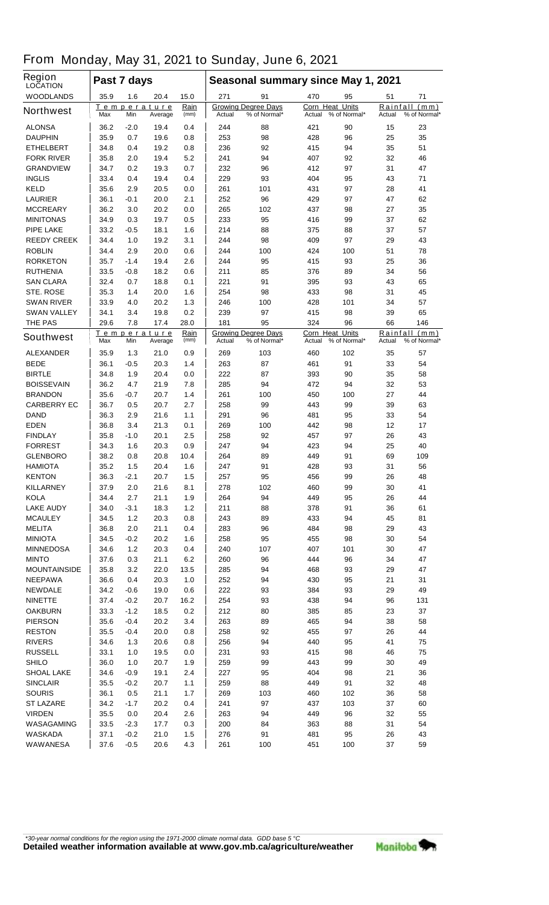# From Monday, May 31, 2021 to Sunday, June 6, 2021

| Region LOCATION | Past 7 days | | | | Seasonal summary since May 1, 2021 | | | | | |
|---|---|---|---|---|---|---|---|---|---|---|
| WOODLANDS | 35.9 | 1.6 | 20.4 | 15.0 | 271 | 91 | 470 | 95 | 51 | 71 |
| **Northwest** | Temperature Max | Min | Average | Rain (mm) | Growing Degree Days Actual | % of Normal* | Corn Heat Units Actual | % of Normal* | Rainfall (mm) Actual | % of Normal* |
| ALONSA | 36.2 | -2.0 | 19.4 | 0.4 | 244 | 88 | 421 | 90 | 15 | 23 |
| DAUPHIN | 35.9 | 0.7 | 19.6 | 0.8 | 253 | 98 | 428 | 96 | 25 | 35 |
| ETHELBERT | 34.8 | 0.4 | 19.2 | 0.8 | 236 | 92 | 415 | 94 | 35 | 51 |
| FORK RIVER | 35.8 | 2.0 | 19.4 | 5.2 | 241 | 94 | 407 | 92 | 32 | 46 |
| GRANDVIEW | 34.7 | 0.2 | 19.3 | 0.7 | 232 | 96 | 412 | 97 | 31 | 47 |
| INGLIS | 33.4 | 0.4 | 19.4 | 0.4 | 229 | 93 | 404 | 95 | 43 | 71 |
| KELD | 35.6 | 2.9 | 20.5 | 0.0 | 261 | 101 | 431 | 97 | 28 | 41 |
| LAURIER | 36.1 | -0.1 | 20.0 | 2.1 | 252 | 96 | 429 | 97 | 47 | 62 |
| MCCREARY | 36.2 | 3.0 | 20.2 | 0.0 | 265 | 102 | 437 | 98 | 27 | 35 |
| MINITONAS | 34.9 | 0.3 | 19.7 | 0.5 | 233 | 95 | 416 | 99 | 37 | 62 |
| PIPE LAKE | 33.2 | -0.5 | 18.1 | 1.6 | 214 | 88 | 375 | 88 | 37 | 57 |
| REEDY CREEK | 34.4 | 1.0 | 19.2 | 3.1 | 244 | 98 | 409 | 97 | 29 | 43 |
| ROBLIN | 34.4 | 2.9 | 20.0 | 0.6 | 244 | 100 | 424 | 100 | 51 | 78 |
| RORKETON | 35.7 | -1.4 | 19.4 | 2.6 | 244 | 95 | 415 | 93 | 25 | 36 |
| RUTHENIA | 33.5 | -0.8 | 18.2 | 0.6 | 211 | 85 | 376 | 89 | 34 | 56 |
| SAN CLARA | 32.4 | 0.7 | 18.8 | 0.1 | 221 | 91 | 395 | 93 | 43 | 65 |
| STE. ROSE | 35.3 | 1.4 | 20.0 | 1.6 | 254 | 98 | 433 | 98 | 31 | 45 |
| SWAN RIVER | 33.9 | 4.0 | 20.2 | 1.3 | 246 | 100 | 428 | 101 | 34 | 57 |
| SWAN VALLEY | 34.1 | 3.4 | 19.8 | 0.2 | 239 | 97 | 415 | 98 | 39 | 65 |
| THE PAS | 29.6 | 7.8 | 17.4 | 28.0 | 181 | 95 | 324 | 96 | 66 | 146 |
| **Southwest** | Temperature Max | Min | Average | Rain (mm) | Growing Degree Days Actual | % of Normal* | Corn Heat Units Actual | % of Normal* | Rainfall (mm) Actual | % of Normal* |
| ALEXANDER | 35.9 | 1.3 | 21.0 | 0.9 | 269 | 103 | 460 | 102 | 35 | 57 |
| BEDE | 36.1 | -0.5 | 20.3 | 1.4 | 263 | 87 | 461 | 91 | 33 | 54 |
| BIRTLE | 34.8 | 1.9 | 20.4 | 0.0 | 222 | 87 | 393 | 90 | 35 | 58 |
| BOISSEVAIN | 36.2 | 4.7 | 21.9 | 7.8 | 285 | 94 | 472 | 94 | 32 | 53 |
| BRANDON | 35.6 | -0.7 | 20.7 | 1.4 | 261 | 100 | 450 | 100 | 27 | 44 |
| CARBERRY EC | 36.7 | 0.5 | 20.7 | 2.7 | 258 | 99 | 443 | 99 | 39 | 63 |
| DAND | 36.3 | 2.9 | 21.6 | 1.1 | 291 | 96 | 481 | 95 | 33 | 54 |
| EDEN | 36.8 | 3.4 | 21.3 | 0.1 | 269 | 100 | 442 | 98 | 12 | 17 |
| FINDLAY | 35.8 | -1.0 | 20.1 | 2.5 | 258 | 92 | 457 | 97 | 26 | 43 |
| FORREST | 34.3 | 1.6 | 20.3 | 0.9 | 247 | 94 | 423 | 94 | 25 | 40 |
| GLENBORO | 38.2 | 0.8 | 20.8 | 10.4 | 264 | 89 | 449 | 91 | 69 | 109 |
| HAMIOTA | 35.2 | 1.5 | 20.4 | 1.6 | 247 | 91 | 428 | 93 | 31 | 56 |
| KENTON | 36.3 | -2.1 | 20.7 | 1.5 | 257 | 95 | 456 | 99 | 26 | 48 |
| KILLARNEY | 37.9 | 2.0 | 21.6 | 8.1 | 278 | 102 | 460 | 99 | 30 | 41 |
| KOLA | 34.4 | 2.7 | 21.1 | 1.9 | 264 | 94 | 449 | 95 | 26 | 44 |
| LAKE AUDY | 34.0 | -3.1 | 18.3 | 1.2 | 211 | 88 | 378 | 91 | 36 | 61 |
| MCAULEY | 34.5 | 1.2 | 20.3 | 0.8 | 243 | 89 | 433 | 94 | 45 | 81 |
| MELITA | 36.8 | 2.0 | 21.1 | 0.4 | 283 | 96 | 484 | 98 | 29 | 43 |
| MINIOTA | 34.5 | -0.2 | 20.2 | 1.6 | 258 | 95 | 455 | 98 | 30 | 54 |
| MINNEDOSA | 34.6 | 1.2 | 20.3 | 0.4 | 240 | 107 | 407 | 101 | 30 | 47 |
| MINTO | 37.6 | 0.3 | 21.1 | 6.2 | 260 | 96 | 444 | 96 | 34 | 47 |
| MOUNTAINSIDE | 35.8 | 3.2 | 22.0 | 13.5 | 285 | 94 | 468 | 93 | 29 | 47 |
| NEEPAWA | 36.6 | 0.4 | 20.3 | 1.0 | 252 | 94 | 430 | 95 | 21 | 31 |
| NEWDALE | 34.2 | -0.6 | 19.0 | 0.6 | 222 | 93 | 384 | 93 | 29 | 49 |
| NINETTE | 37.4 | -0.2 | 20.7 | 16.2 | 254 | 93 | 438 | 94 | 96 | 131 |
| OAKBURN | 33.3 | -1.2 | 18.5 | 0.2 | 212 | 80 | 385 | 85 | 23 | 37 |
| PIERSON | 35.6 | -0.4 | 20.2 | 3.4 | 263 | 89 | 465 | 94 | 38 | 58 |
| RESTON | 35.5 | -0.4 | 20.0 | 0.8 | 258 | 92 | 455 | 97 | 26 | 44 |
| RIVERS | 34.6 | 1.3 | 20.6 | 0.8 | 256 | 94 | 440 | 95 | 41 | 75 |
| RUSSELL | 33.1 | 1.0 | 19.5 | 0.0 | 231 | 93 | 415 | 98 | 46 | 75 |
| SHILO | 36.0 | 1.0 | 20.7 | 1.9 | 259 | 99 | 443 | 99 | 30 | 49 |
| SHOAL LAKE | 34.6 | -0.9 | 19.1 | 2.4 | 227 | 95 | 404 | 98 | 21 | 36 |
| SINCLAIR | 35.5 | -0.2 | 20.7 | 1.1 | 259 | 88 | 449 | 91 | 32 | 48 |
| SOURIS | 36.1 | 0.5 | 21.1 | 1.7 | 269 | 103 | 460 | 102 | 36 | 58 |
| ST LAZARE | 34.2 | -1.7 | 20.2 | 0.4 | 241 | 97 | 437 | 103 | 37 | 60 |
| VIRDEN | 35.5 | 0.0 | 20.4 | 2.6 | 263 | 94 | 449 | 96 | 32 | 55 |
| WASAGAMING | 33.5 | -2.3 | 17.7 | 0.3 | 200 | 84 | 363 | 88 | 31 | 54 |
| WASKADA | 37.1 | -0.2 | 21.0 | 1.5 | 276 | 91 | 481 | 95 | 26 | 43 |
| WAWANESA | 37.6 | -0.5 | 20.6 | 4.3 | 261 | 100 | 451 | 100 | 37 | 59 |

*30-year normal conditions for the region using the 1971-2000 climate normal data. GDD base 5 °C

**Detailed weather information available at www.gov.mb.ca/agriculture/weather**

Manitoba